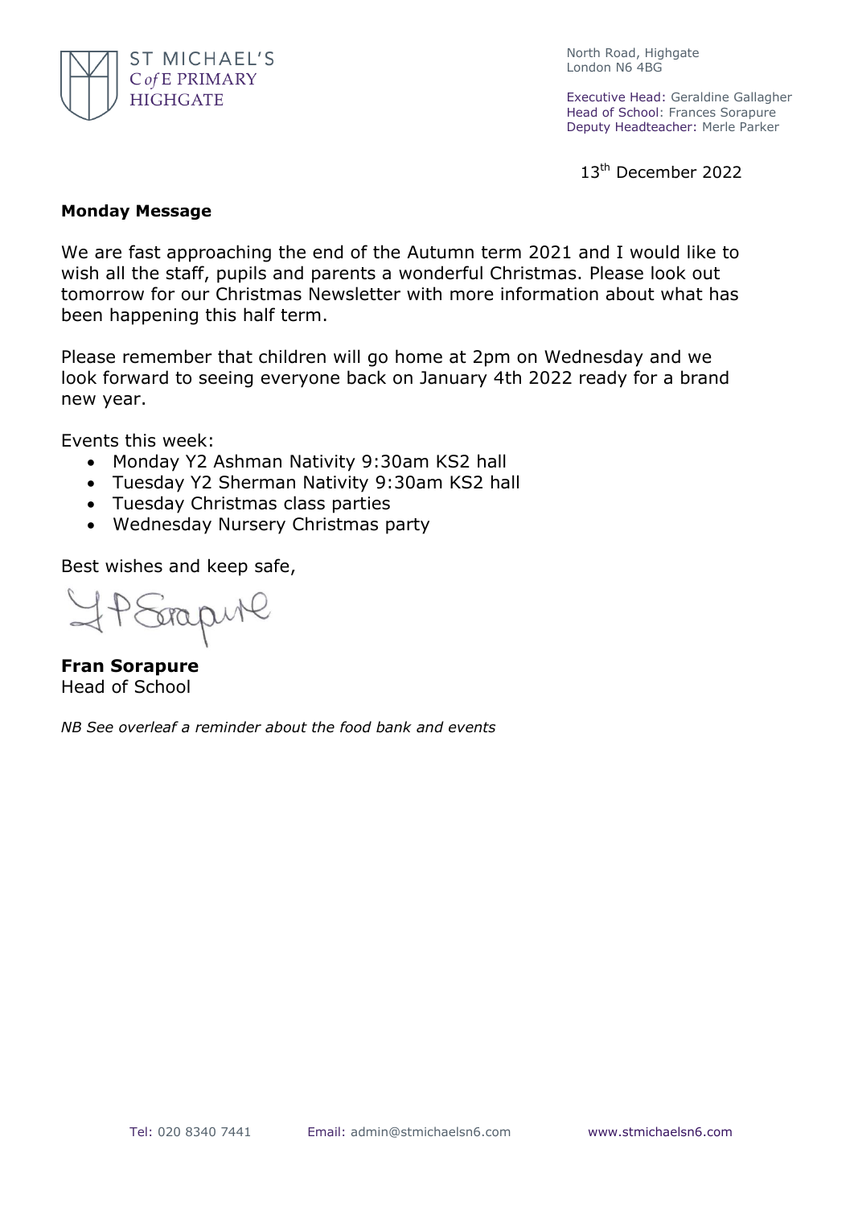ST MICHAEL'S
C *of* E PRIMARY
HIGHGATE

North Road, Highgate
London N6 4BG

Executive Head: Geraldine Gallagher
Head of School: Frances Sorapure
Deputy Headteacher: Merle Parker

13th December 2022

**Monday Message**

We are fast approaching the end of the Autumn term 2021 and I would like to wish all the staff, pupils and parents a wonderful Christmas. Please look out tomorrow for our Christmas Newsletter with more information about what has been happening this half term.

Please remember that children will go home at 2pm on Wednesday and we look forward to seeing everyone back on January 4th 2022 ready for a brand new year.

Events this week:

- Monday Y2 Ashman Nativity 9:30am KS2 hall
- Tuesday Y2 Sherman Nativity 9:30am KS2 hall
- Tuesday Christmas class parties
- Wednesday Nursery Christmas party

Best wishes and keep safe,

F P Sorapure

**Fran Sorapure**
Head of School

*NB See overleaf a reminder about the food bank and events*

Tel: 020 8340 7441 Email: admin@stmichaelsn6.com www.stmichaelsn6.com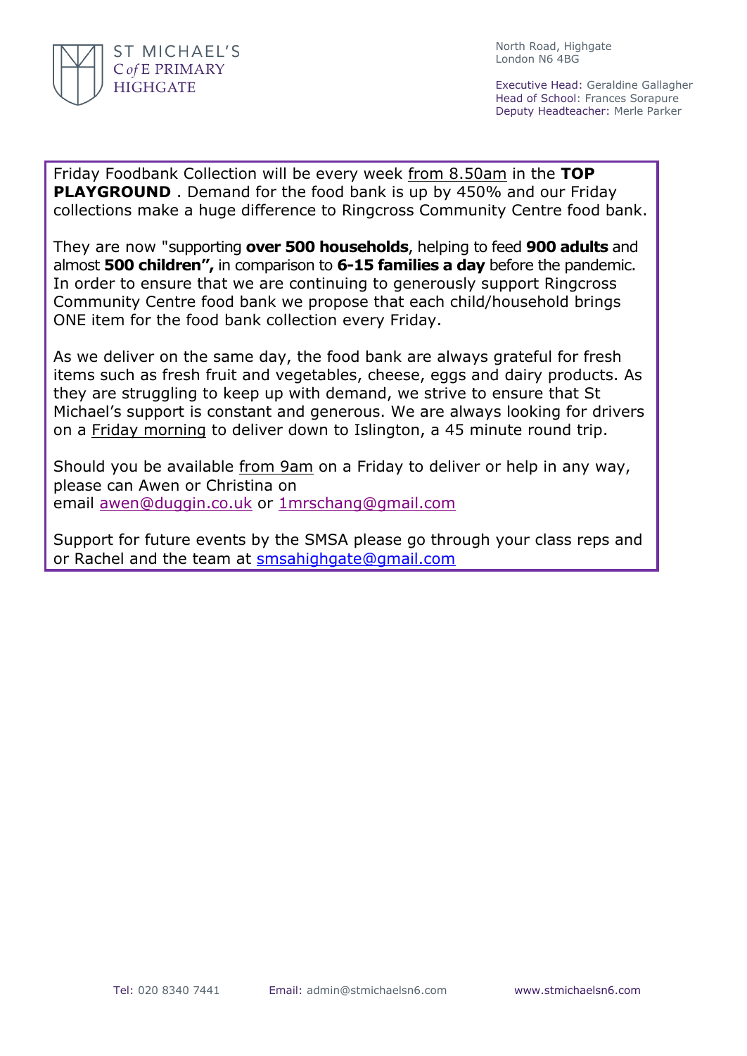Friday Foodbank Collection will be every week from 8.50am in the **TOP PLAYGROUND** . Demand for the food bank is up by 450% and our Friday collections make a huge difference to Ringcross Community Centre food bank.

They are now "supporting **over 500 households**, helping to feed **900 adults** and almost **500 children",** in comparison to **6-15 families a day** before the pandemic. In order to ensure that we are continuing to generously support Ringcross Community Centre food bank we propose that each child/household brings ONE item for the food bank collection every Friday.

As we deliver on the same day, the food bank are always grateful for fresh items such as fresh fruit and vegetables, cheese, eggs and dairy products. As they are struggling to keep up with demand, we strive to ensure that St Michael's support is constant and generous. We are always looking for drivers on a Friday morning to deliver down to Islington, a 45 minute round trip.

Should you be available from 9am on a Friday to deliver or help in any way, please can Awen or Christina on email awen@duggin.co.uk or 1mrschang@gmail.com

Support for future events by the SMSA please go through your class reps and or Rachel and the team at smsahighgate@gmail.com